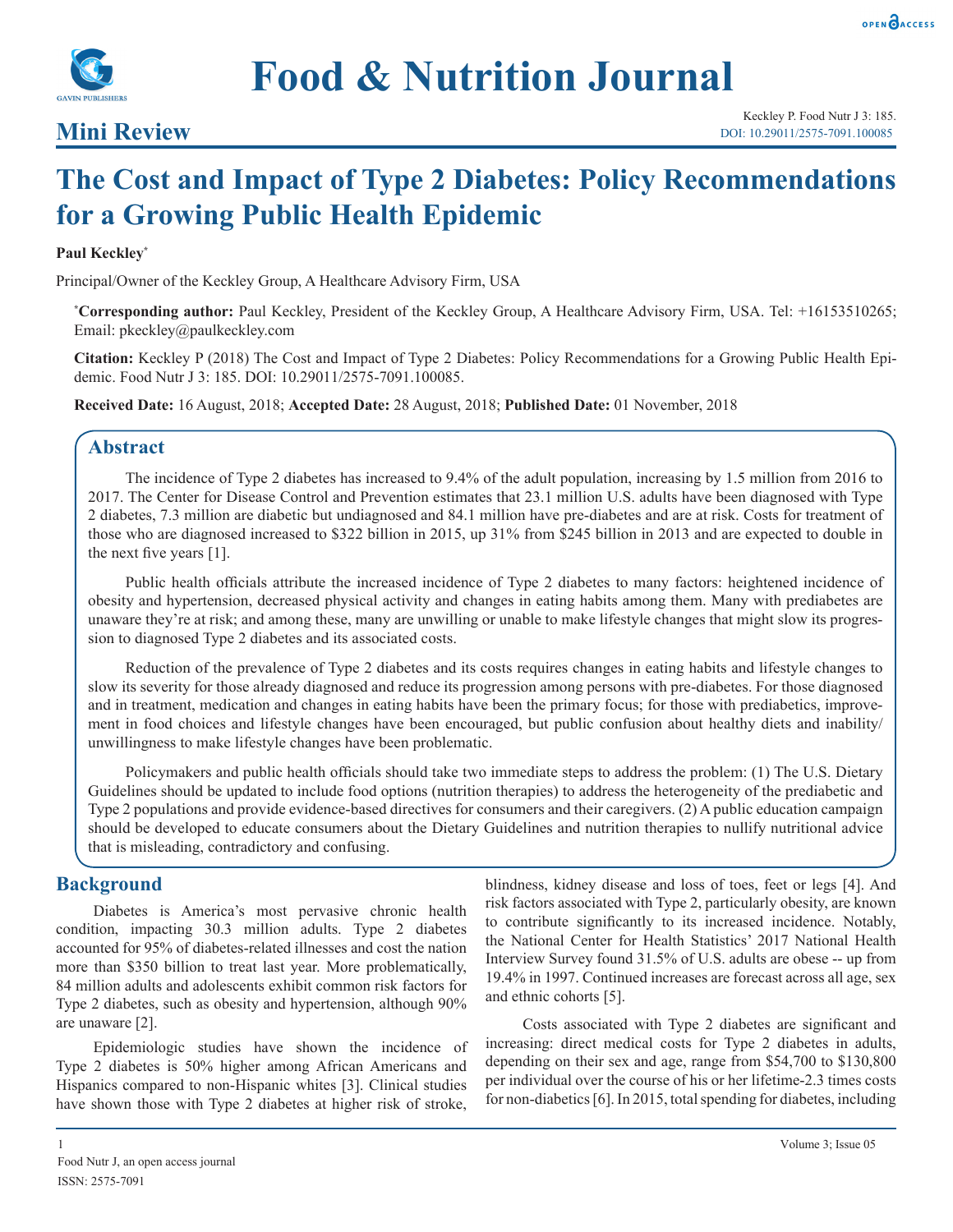# Food & Nutrition Journal

## Mini Review

Keckley P. Food Nutr J 3: 185.
DOI: 10.29011/2575-7091.100085

# The Cost and Impact of Type 2 Diabetes: Policy Recommendations for a Growing Public Health Epidemic

**Paul Keckley***

Principal/Owner of the Keckley Group, A Healthcare Advisory Firm, USA

***Corresponding author:** Paul Keckley, President of the Keckley Group, A Healthcare Advisory Firm, USA. Tel: +16153510265; Email: pkeckley@paulkeckley.com

**Citation:** Keckley P (2018) The Cost and Impact of Type 2 Diabetes: Policy Recommendations for a Growing Public Health Epidemic. Food Nutr J 3: 185. DOI: 10.29011/2575-7091.100085.

**Received Date:** 16 August, 2018; **Accepted Date:** 28 August, 2018; **Published Date:** 01 November, 2018

## Abstract

The incidence of Type 2 diabetes has increased to 9.4% of the adult population, increasing by 1.5 million from 2016 to 2017. The Center for Disease Control and Prevention estimates that 23.1 million U.S. adults have been diagnosed with Type 2 diabetes, 7.3 million are diabetic but undiagnosed and 84.1 million have pre-diabetes and are at risk. Costs for treatment of those who are diagnosed increased to $322 billion in 2015, up 31% from $245 billion in 2013 and are expected to double in the next five years [1].

Public health officials attribute the increased incidence of Type 2 diabetes to many factors: heightened incidence of obesity and hypertension, decreased physical activity and changes in eating habits among them. Many with prediabetes are unaware they're at risk; and among these, many are unwilling or unable to make lifestyle changes that might slow its progression to diagnosed Type 2 diabetes and its associated costs.

Reduction of the prevalence of Type 2 diabetes and its costs requires changes in eating habits and lifestyle changes to slow its severity for those already diagnosed and reduce its progression among persons with pre-diabetes. For those diagnosed and in treatment, medication and changes in eating habits have been the primary focus; for those with prediabetics, improvement in food choices and lifestyle changes have been encouraged, but public confusion about healthy diets and inability/unwillingness to make lifestyle changes have been problematic.

Policymakers and public health officials should take two immediate steps to address the problem: (1) The U.S. Dietary Guidelines should be updated to include food options (nutrition therapies) to address the heterogeneity of the prediabetic and Type 2 populations and provide evidence-based directives for consumers and their caregivers. (2) A public education campaign should be developed to educate consumers about the Dietary Guidelines and nutrition therapies to nullify nutritional advice that is misleading, contradictory and confusing.

## Background

Diabetes is America's most pervasive chronic health condition, impacting 30.3 million adults. Type 2 diabetes accounted for 95% of diabetes-related illnesses and cost the nation more than $350 billion to treat last year. More problematically, 84 million adults and adolescents exhibit common risk factors for Type 2 diabetes, such as obesity and hypertension, although 90% are unaware [2].

Epidemiologic studies have shown the incidence of Type 2 diabetes is 50% higher among African Americans and Hispanics compared to non-Hispanic whites [3]. Clinical studies have shown those with Type 2 diabetes at higher risk of stroke, blindness, kidney disease and loss of toes, feet or legs [4]. And risk factors associated with Type 2, particularly obesity, are known to contribute significantly to its increased incidence. Notably, the National Center for Health Statistics' 2017 National Health Interview Survey found 31.5% of U.S. adults are obese -- up from 19.4% in 1997. Continued increases are forecast across all age, sex and ethnic cohorts [5].

Costs associated with Type 2 diabetes are significant and increasing: direct medical costs for Type 2 diabetes in adults, depending on their sex and age, range from $54,700 to $130,800 per individual over the course of his or her lifetime-2.3 times costs for non-diabetics [6]. In 2015, total spending for diabetes, including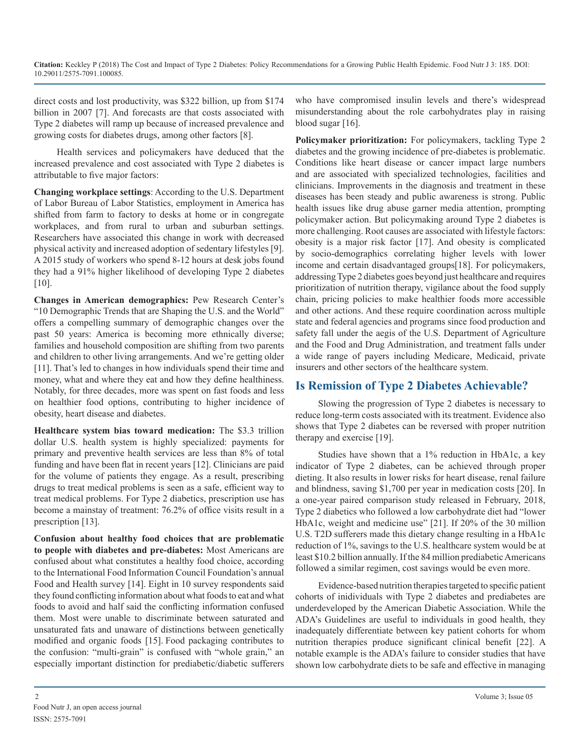direct costs and lost productivity, was $322 billion, up from $174 billion in 2007 [7]. And forecasts are that costs associated with Type 2 diabetes will ramp up because of increased prevalence and growing costs for diabetes drugs, among other factors [8].

Health services and policymakers have deduced that the increased prevalence and cost associated with Type 2 diabetes is attributable to five major factors:

**Changing workplace settings**: According to the U.S. Department of Labor Bureau of Labor Statistics, employment in America has shifted from farm to factory to desks at home or in congregate workplaces, and from rural to urban and suburban settings. Researchers have associated this change in work with decreased physical activity and increased adoption of sedentary lifestyles [9]. A 2015 study of workers who spend 8-12 hours at desk jobs found they had a 91% higher likelihood of developing Type 2 diabetes [10].

**Changes in American demographics:** Pew Research Center's "10 Demographic Trends that are Shaping the U.S. and the World" offers a compelling summary of demographic changes over the past 50 years: America is becoming more ethnically diverse; families and household composition are shifting from two parents and children to other living arrangements. And we're getting older [11]. That's led to changes in how individuals spend their time and money, what and where they eat and how they define healthiness. Notably, for three decades, more was spent on fast foods and less on healthier food options, contributing to higher incidence of obesity, heart disease and diabetes.

**Healthcare system bias toward medication:** The $3.3 trillion dollar U.S. health system is highly specialized: payments for primary and preventive health services are less than 8% of total funding and have been flat in recent years [12]. Clinicians are paid for the volume of patients they engage. As a result, prescribing drugs to treat medical problems is seen as a safe, efficient way to treat medical problems. For Type 2 diabetics, prescription use has become a mainstay of treatment: 76.2% of office visits result in a prescription [13].

**Confusion about healthy food choices that are problematic to people with diabetes and pre-diabetes:** Most Americans are confused about what constitutes a healthy food choice, according to the International Food Information Council Foundation's annual Food and Health survey [14]. Eight in 10 survey respondents said they found conflicting information about what foods to eat and what foods to avoid and half said the conflicting information confused them. Most were unable to discriminate between saturated and unsaturated fats and unaware of distinctions between genetically modified and organic foods [15]. Food packaging contributes to the confusion: "multi-grain" is confused with "whole grain," an especially important distinction for prediabetic/diabetic sufferers who have compromised insulin levels and there's widespread misunderstanding about the role carbohydrates play in raising blood sugar [16].

**Policymaker prioritization:** For policymakers, tackling Type 2 diabetes and the growing incidence of pre-diabetes is problematic. Conditions like heart disease or cancer impact large numbers and are associated with specialized technologies, facilities and clinicians. Improvements in the diagnosis and treatment in these diseases has been steady and public awareness is strong. Public health issues like drug abuse garner media attention, prompting policymaker action. But policymaking around Type 2 diabetes is more challenging. Root causes are associated with lifestyle factors: obesity is a major risk factor [17]. And obesity is complicated by socio-demographics correlating higher levels with lower income and certain disadvantaged groups[18]. For policymakers, addressing Type 2 diabetes goes beyond just healthcare and requires prioritization of nutrition therapy, vigilance about the food supply chain, pricing policies to make healthier foods more accessible and other actions. And these require coordination across multiple state and federal agencies and programs since food production and safety fall under the aegis of the U.S. Department of Agriculture and the Food and Drug Administration, and treatment falls under a wide range of payers including Medicare, Medicaid, private insurers and other sectors of the healthcare system.

## Is Remission of Type 2 Diabetes Achievable?

Slowing the progression of Type 2 diabetes is necessary to reduce long-term costs associated with its treatment. Evidence also shows that Type 2 diabetes can be reversed with proper nutrition therapy and exercise [19].

Studies have shown that a 1% reduction in HbA1c, a key indicator of Type 2 diabetes, can be achieved through proper dieting. It also results in lower risks for heart disease, renal failure and blindness, saving $1,700 per year in medication costs [20]. In a one-year paired comparison study released in February, 2018, Type 2 diabetics who followed a low carbohydrate diet had "lower HbA1c, weight and medicine use" [21]. If 20% of the 30 million U.S. T2D sufferers made this dietary change resulting in a HbA1c reduction of 1%, savings to the U.S. healthcare system would be at least $10.2 billion annually. If the 84 million prediabetic Americans followed a similar regimen, cost savings would be even more.

Evidence-based nutrition therapies targeted to specific patient cohorts of inidividuals with Type 2 diabetes and prediabetes are underdeveloped by the American Diabetic Association. While the ADA's Guidelines are useful to individuals in good health, they inadequately differentiate between key patient cohorts for whom nutrition therapies produce significant clinical benefit [22]. A notable example is the ADA's failure to consider studies that have shown low carbohydrate diets to be safe and effective in managing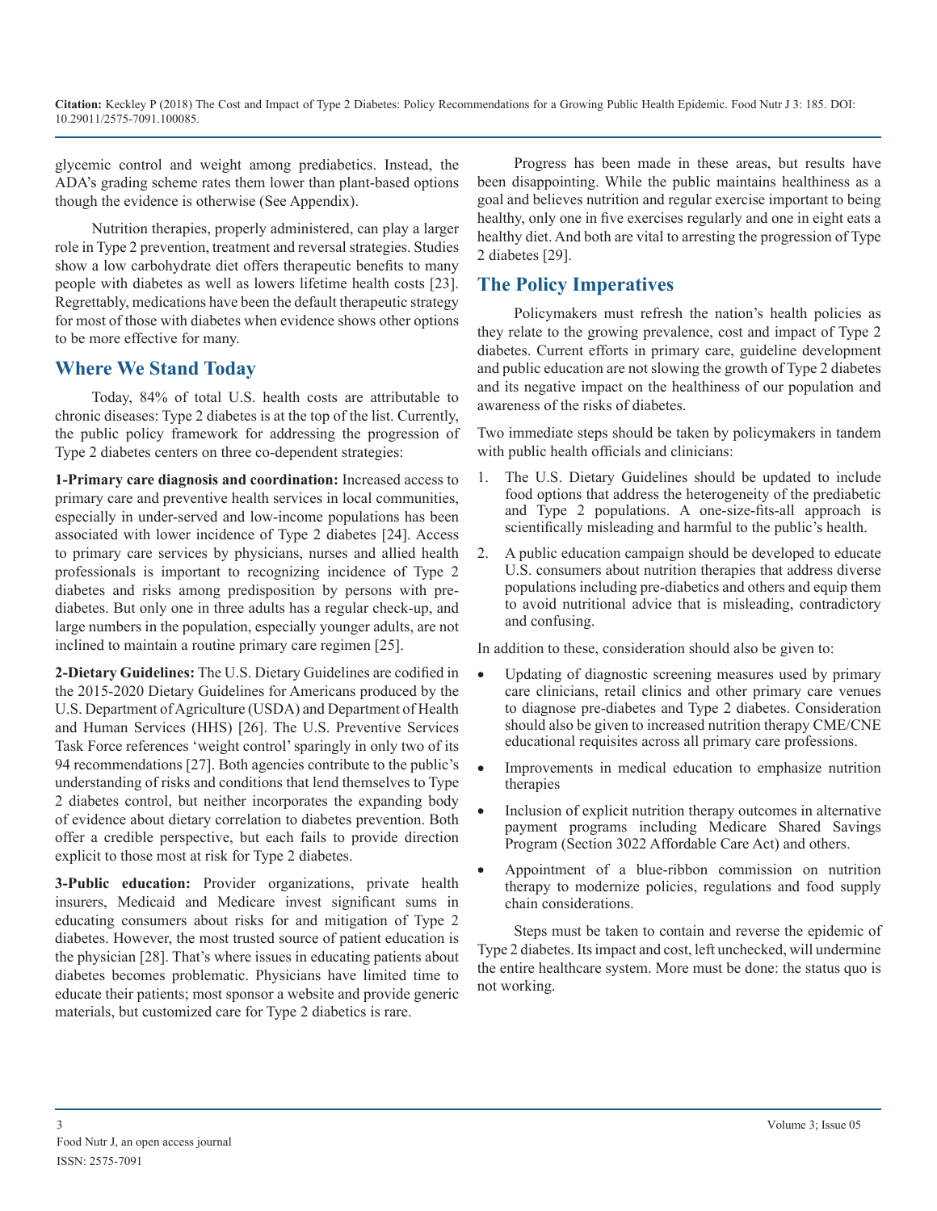glycemic control and weight among prediabetics. Instead, the ADA's grading scheme rates them lower than plant-based options though the evidence is otherwise (See Appendix).

Nutrition therapies, properly administered, can play a larger role in Type 2 prevention, treatment and reversal strategies. Studies show a low carbohydrate diet offers therapeutic benefits to many people with diabetes as well as lowers lifetime health costs [23]. Regrettably, medications have been the default therapeutic strategy for most of those with diabetes when evidence shows other options to be more effective for many.

## Where We Stand Today

Today, 84% of total U.S. health costs are attributable to chronic diseases: Type 2 diabetes is at the top of the list. Currently, the public policy framework for addressing the progression of Type 2 diabetes centers on three co-dependent strategies:

**1-Primary care diagnosis and coordination:** Increased access to primary care and preventive health services in local communities, especially in under-served and low-income populations has been associated with lower incidence of Type 2 diabetes [24]. Access to primary care services by physicians, nurses and allied health professionals is important to recognizing incidence of Type 2 diabetes and risks among predisposition by persons with pre-diabetes. But only one in three adults has a regular check-up, and large numbers in the population, especially younger adults, are not inclined to maintain a routine primary care regimen [25].

**2-Dietary Guidelines:** The U.S. Dietary Guidelines are codified in the 2015-2020 Dietary Guidelines for Americans produced by the U.S. Department of Agriculture (USDA) and Department of Health and Human Services (HHS) [26]. The U.S. Preventive Services Task Force references 'weight control' sparingly in only two of its 94 recommendations [27]. Both agencies contribute to the public's understanding of risks and conditions that lend themselves to Type 2 diabetes control, but neither incorporates the expanding body of evidence about dietary correlation to diabetes prevention. Both offer a credible perspective, but each fails to provide direction explicit to those most at risk for Type 2 diabetes.

**3-Public education:** Provider organizations, private health insurers, Medicaid and Medicare invest significant sums in educating consumers about risks for and mitigation of Type 2 diabetes. However, the most trusted source of patient education is the physician [28]. That's where issues in educating patients about diabetes becomes problematic. Physicians have limited time to educate their patients; most sponsor a website and provide generic materials, but customized care for Type 2 diabetics is rare.

Progress has been made in these areas, but results have been disappointing. While the public maintains healthiness as a goal and believes nutrition and regular exercise important to being healthy, only one in five exercises regularly and one in eight eats a healthy diet. And both are vital to arresting the progression of Type 2 diabetes [29].

## The Policy Imperatives

Policymakers must refresh the nation's health policies as they relate to the growing prevalence, cost and impact of Type 2 diabetes. Current efforts in primary care, guideline development and public education are not slowing the growth of Type 2 diabetes and its negative impact on the healthiness of our population and awareness of the risks of diabetes.

Two immediate steps should be taken by policymakers in tandem with public health officials and clinicians:

1. The U.S. Dietary Guidelines should be updated to include food options that address the heterogeneity of the prediabetic and Type 2 populations. A one-size-fits-all approach is scientifically misleading and harmful to the public's health.
2. A public education campaign should be developed to educate U.S. consumers about nutrition therapies that address diverse populations including pre-diabetics and others and equip them to avoid nutritional advice that is misleading, contradictory and confusing.

In addition to these, consideration should also be given to:

- Updating of diagnostic screening measures used by primary care clinicians, retail clinics and other primary care venues to diagnose pre-diabetes and Type 2 diabetes. Consideration should also be given to increased nutrition therapy CME/CNE educational requisites across all primary care professions.
- Improvements in medical education to emphasize nutrition therapies
- Inclusion of explicit nutrition therapy outcomes in alternative payment programs including Medicare Shared Savings Program (Section 3022 Affordable Care Act) and others.
- Appointment of a blue-ribbon commission on nutrition therapy to modernize policies, regulations and food supply chain considerations.

Steps must be taken to contain and reverse the epidemic of Type 2 diabetes. Its impact and cost, left unchecked, will undermine the entire healthcare system. More must be done: the status quo is not working.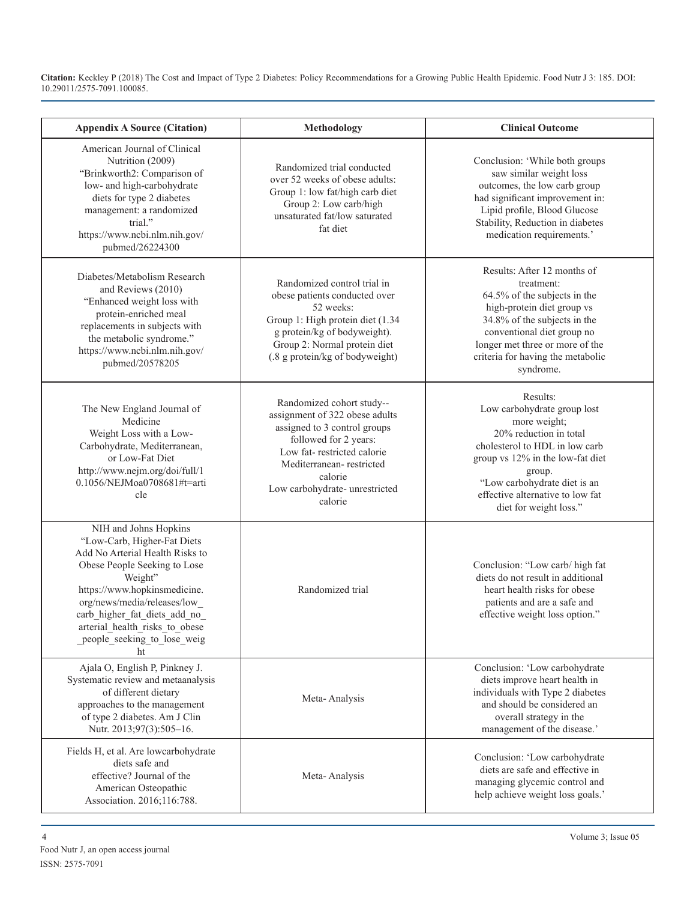| Appendix A Source (Citation) | Methodology | Clinical Outcome |
| --- | --- | --- |
| American Journal of Clinical Nutrition (2009) "Brinkworth2: Comparison of low- and high-carbohydrate diets for type 2 diabetes management: a randomized trial." https://www.ncbi.nlm.nih.gov/pubmed/26224300 | Randomized trial conducted over 52 weeks of obese adults: Group 1: low fat/high carb diet Group 2: Low carb/high unsaturated fat/low saturated fat diet | Conclusion: 'While both groups saw similar weight loss outcomes, the low carb group had significant improvement in: Lipid profile, Blood Glucose Stability, Reduction in diabetes medication requirements.' |
| Diabetes/Metabolism Research and Reviews (2010) "Enhanced weight loss with protein-enriched meal replacements in subjects with the metabolic syndrome." https://www.ncbi.nlm.nih.gov/pubmed/20578205 | Randomized control trial in obese patients conducted over 52 weeks: Group 1: High protein diet (1.34 g protein/kg of bodyweight). Group 2: Normal protein diet (.8 g protein/kg of bodyweight) | Results: After 12 months of treatment: 64.5% of the subjects in the high-protein diet group vs 34.8% of the subjects in the conventional diet group no longer met three or more of the criteria for having the metabolic syndrome. |
| The New England Journal of Medicine Weight Loss with a Low-Carbohydrate, Mediterranean, or Low-Fat Diet http://www.nejm.org/doi/full/10.1056/NEJMoa0708681#t=article | Randomized cohort study--assignment of 322 obese adults assigned to 3 control groups followed for 2 years: Low fat- restricted calorie Mediterranean- restricted calorie Low carbohydrate- unrestricted calorie | Results: Low carbohydrate group lost more weight; 20% reduction in total cholesterol to HDL in low carb group vs 12% in the low-fat diet group. "Low carbohydrate diet is an effective alternative to low fat diet for weight loss." |
| NIH and Johns Hopkins "Low-Carb, Higher-Fat Diets Add No Arterial Health Risks to Obese People Seeking to Lose Weight" https://www.hopkinsmedicine.org/news/media/releases/low_carb_higher_fat_diets_add_no_arterial_health_risks_to_obese_people_seeking_to_lose_weight | Randomized trial | Conclusion: "Low carb/ high fat diets do not result in additional heart health risks for obese patients and are a safe and effective weight loss option." |
| Ajala O, English P, Pinkney J. Systematic review and metaanalysis of different dietary approaches to the management of type 2 diabetes. Am J Clin Nutr. 2013;97(3):505–16. | Meta- Analysis | Conclusion: 'Low carbohydrate diets improve heart health in individuals with Type 2 diabetes and should be considered an overall strategy in the management of the disease.' |
| Fields H, et al. Are lowcarbohydrate diets safe and effective? Journal of the American Osteopathic Association. 2016;116:788. | Meta- Analysis | Conclusion: 'Low carbohydrate diets are safe and effective in managing glycemic control and help achieve weight loss goals.' |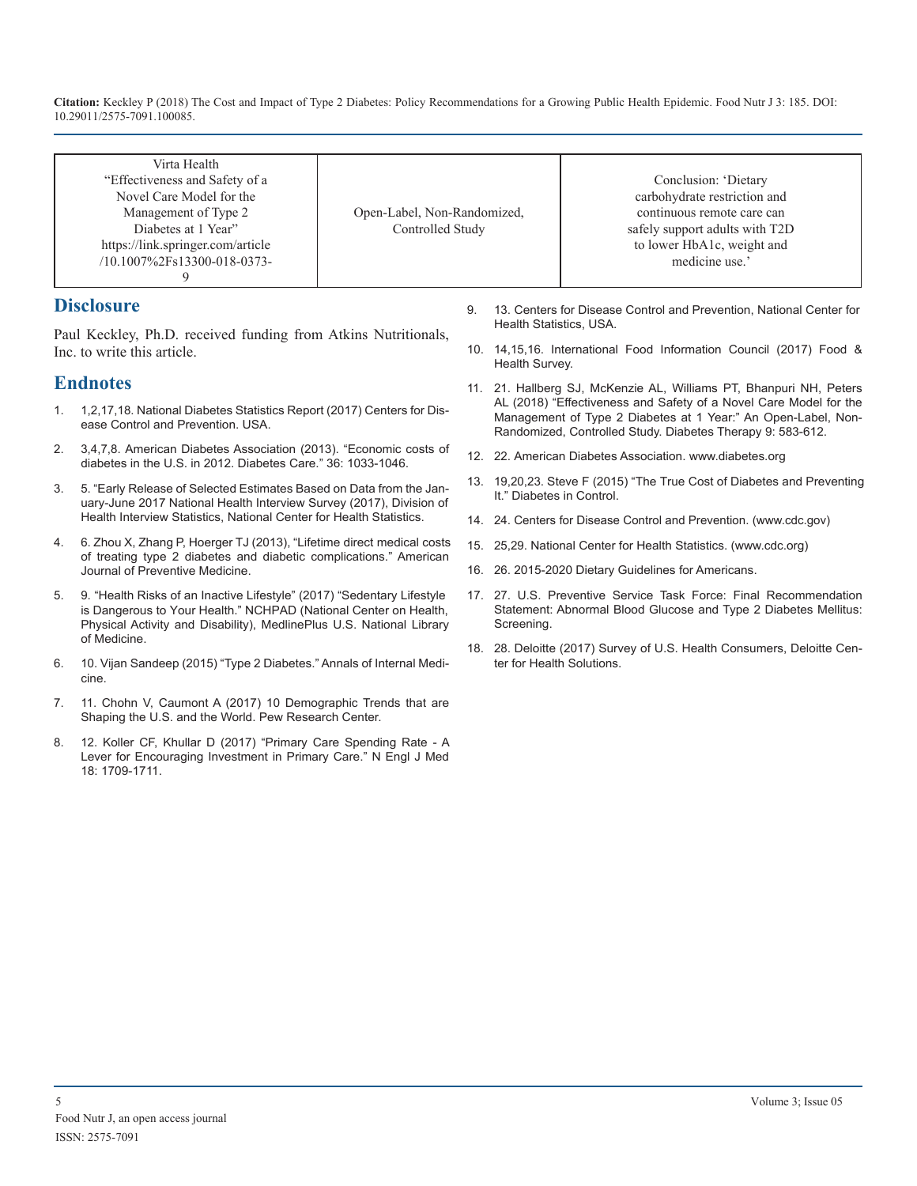| | | |
|---|---|---|
| Virta Health "Effectiveness and Safety of a Novel Care Model for the Management of Type 2 Diabetes at 1 Year" https://link.springer.com/article/10.1007%2Fs13300-018-0373-9 | Open-Label, Non-Randomized, Controlled Study | Conclusion: 'Dietary carbohydrate restriction and continuous remote care can safely support adults with T2D to lower HbA1c, weight and medicine use.' |

## Disclosure

Paul Keckley, Ph.D. received funding from Atkins Nutritionals, Inc. to write this article.

## Endnotes

1. 1,2,17,18. National Diabetes Statistics Report (2017) Centers for Disease Control and Prevention. USA.
2. 3,4,7,8. American Diabetes Association (2013). "Economic costs of diabetes in the U.S. in 2012. Diabetes Care." 36: 1033-1046.
3. 5. "Early Release of Selected Estimates Based on Data from the January-June 2017 National Health Interview Survey (2017), Division of Health Interview Statistics, National Center for Health Statistics.
4. 6. Zhou X, Zhang P, Hoerger TJ (2013), "Lifetime direct medical costs of treating type 2 diabetes and diabetic complications." American Journal of Preventive Medicine.
5. 9. "Health Risks of an Inactive Lifestyle" (2017) "Sedentary Lifestyle is Dangerous to Your Health." NCHPAD (National Center on Health, Physical Activity and Disability), MedlinePlus U.S. National Library of Medicine.
6. 10. Vijan Sandeep (2015) "Type 2 Diabetes." Annals of Internal Medicine.
7. 11. Chohn V, Caumont A (2017) 10 Demographic Trends that are Shaping the U.S. and the World. Pew Research Center.
8. 12. Koller CF, Khullar D (2017) "Primary Care Spending Rate - A Lever for Encouraging Investment in Primary Care." N Engl J Med 18: 1709-1711.
9. 13. Centers for Disease Control and Prevention, National Center for Health Statistics, USA.
10. 14,15,16. International Food Information Council (2017) Food & Health Survey.
11. 21. Hallberg SJ, McKenzie AL, Williams PT, Bhanpuri NH, Peters AL (2018) "Effectiveness and Safety of a Novel Care Model for the Management of Type 2 Diabetes at 1 Year:" An Open-Label, Non-Randomized, Controlled Study. Diabetes Therapy 9: 583-612.
12. 22. American Diabetes Association. www.diabetes.org
13. 19,20,23. Steve F (2015) "The True Cost of Diabetes and Preventing It." Diabetes in Control.
14. 24. Centers for Disease Control and Prevention. (www.cdc.gov)
15. 25,29. National Center for Health Statistics. (www.cdc.org)
16. 26. 2015-2020 Dietary Guidelines for Americans.
17. 27. U.S. Preventive Service Task Force: Final Recommendation Statement: Abnormal Blood Glucose and Type 2 Diabetes Mellitus: Screening.
18. 28. Deloitte (2017) Survey of U.S. Health Consumers, Deloitte Center for Health Solutions.